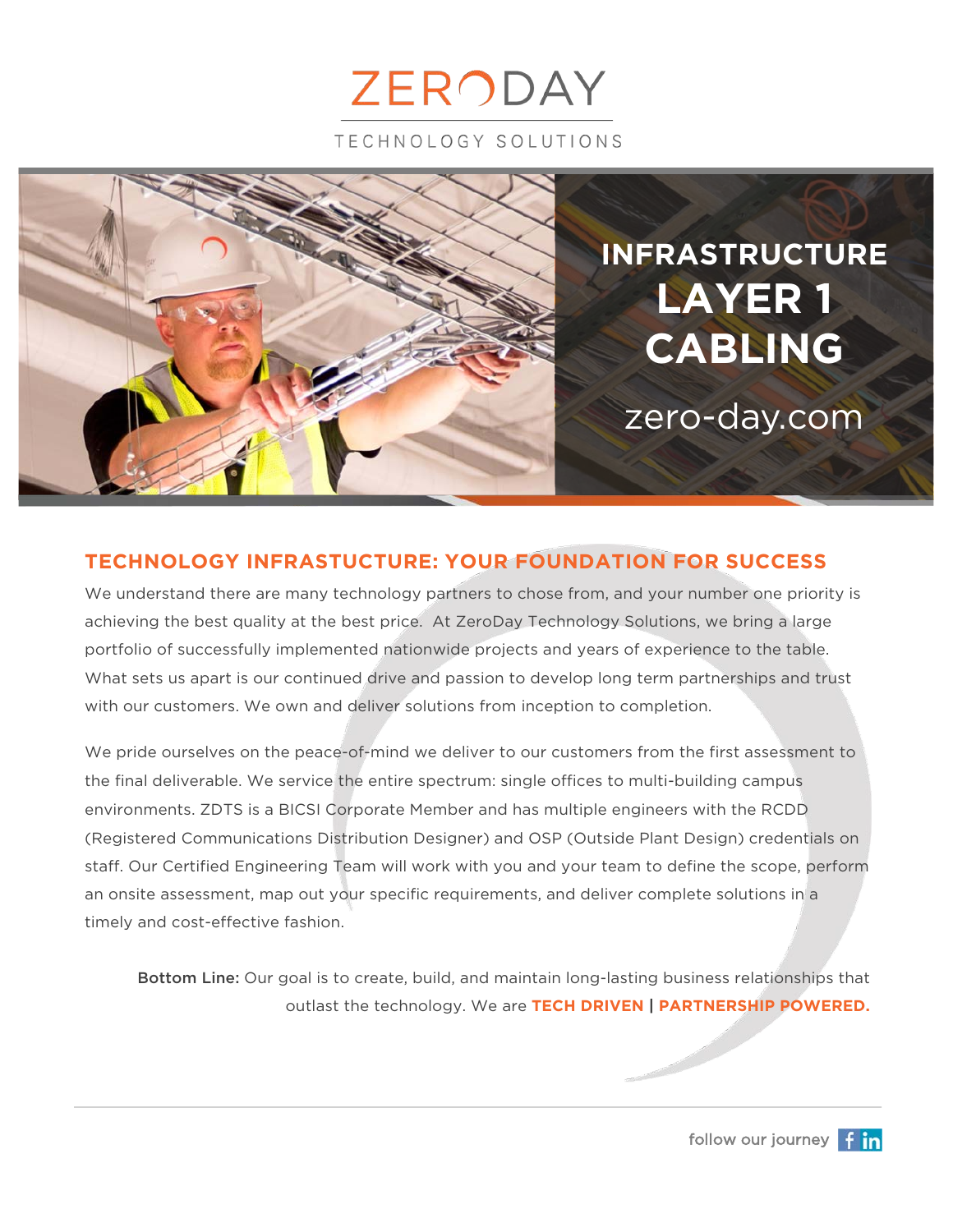# ZERODAY

TECHNOLOGY SOLUTIONS

## INFRASTRUCTURE LAYER 1 CABLING

zero-day.com

## TECHNOLOGY INFRASTUCTURE: YOUR FOUNDATION FOR SUCCESS

We understand there are many technology partners to chose from, and your number one priority is achieving the best quality at the best price. At ZeroDay Technology Solutions, we bring a large portfolio of successfully implemented nationwide projects and years of experience to the table. What sets us apart is our continued drive and passion to develop long term partnerships and trust with our customers. We own and deliver solutions from inception to completion.

We pride ourselves on the peace-of-mind we deliver to our customers from the first assessment to the final deliverable. We service the entire spectrum: single offices to multi-building campus environments. ZDTS is a BICSI Corporate Member and has multiple engineers with the RCDD (Registered Communications Distribution Designer) and OSP (Outside Plant Design) credentials on staff. Our Certified Engineering Team will work with you and your team to define the scope, perform an onsite assessment, map out your specific requirements, and deliver complete solutions in a timely and cost-effective fashion.

**Bottom Line:** Our goal is to create, build, and maintain long-lasting business relationships that outlast the technology. We are **TECH DRIVEN | PARTNERSHIP POWERED.**

follow our journey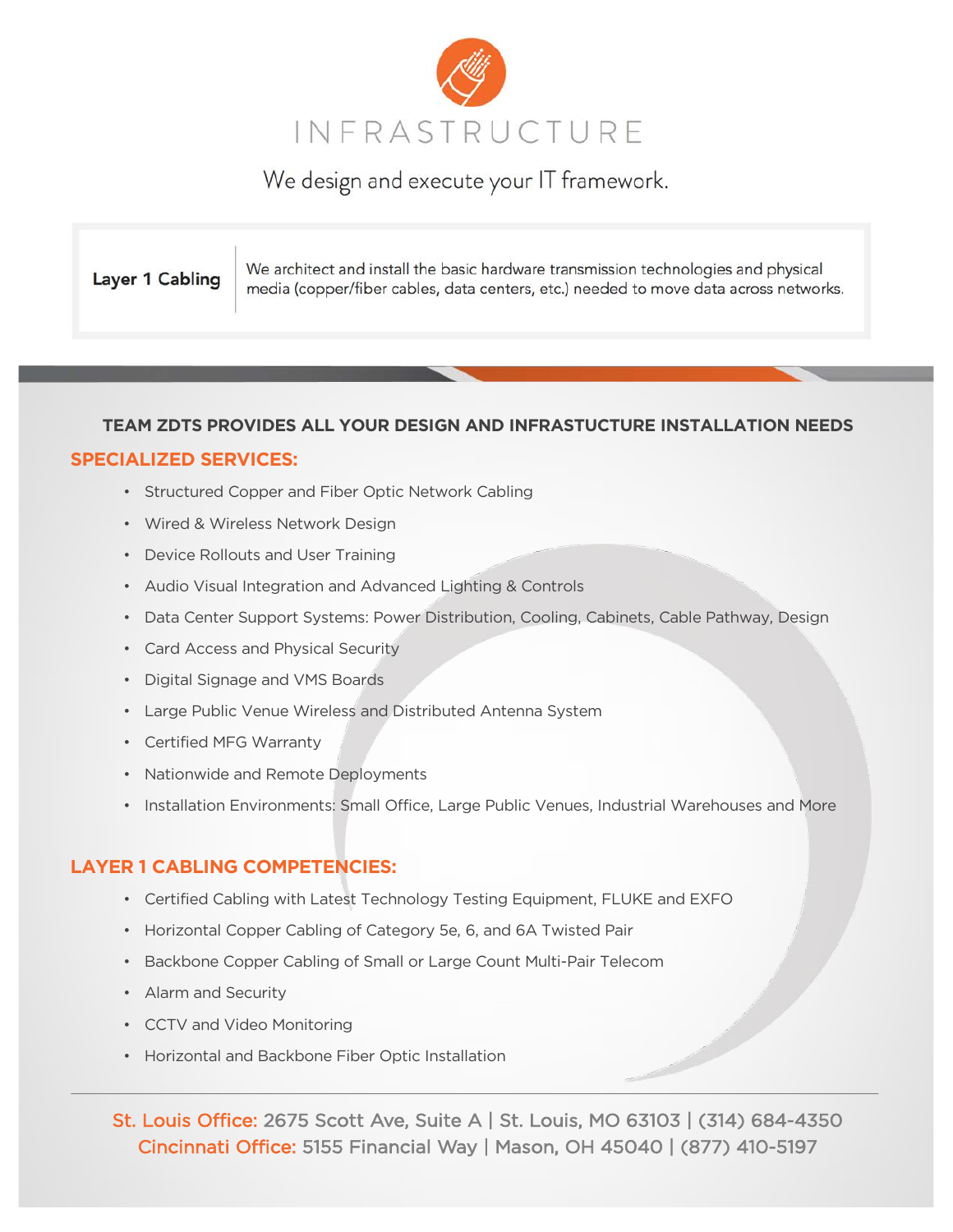# INFRASTRUCTURE

We design and execute your IT framework.

| | |
|---|---|
| **Layer 1 Cabling** | We architect and install the basic hardware transmission technologies and physical media (copper/fiber cables, data centers, etc.) needed to move data across networks. |

**TEAM ZDTS PROVIDES ALL YOUR DESIGN AND INFRASTUCTURE INSTALLATION NEEDS**

## SPECIALIZED SERVICES:

- Structured Copper and Fiber Optic Network Cabling
- Wired & Wireless Network Design
- Device Rollouts and User Training
- Audio Visual Integration and Advanced Lighting & Controls
- Data Center Support Systems: Power Distribution, Cooling, Cabinets, Cable Pathway, Design
- Card Access and Physical Security
- Digital Signage and VMS Boards
- Large Public Venue Wireless and Distributed Antenna System
- Certified MFG Warranty
- Nationwide and Remote Deployments
- Installation Environments: Small Office, Large Public Venues, Industrial Warehouses and More

## LAYER 1 CABLING COMPETENCIES:

- Certified Cabling with Latest Technology Testing Equipment, FLUKE and EXFO
- Horizontal Copper Cabling of Category 5e, 6, and 6A Twisted Pair
- Backbone Copper Cabling of Small or Large Count Multi-Pair Telecom
- Alarm and Security
- CCTV and Video Monitoring
- Horizontal and Backbone Fiber Optic Installation

---

St. Louis Office: 2675 Scott Ave, Suite A | St. Louis, MO 63103 | (314) 684-4350
Cincinnati Office: 5155 Financial Way | Mason, OH 45040 | (877) 410-5197